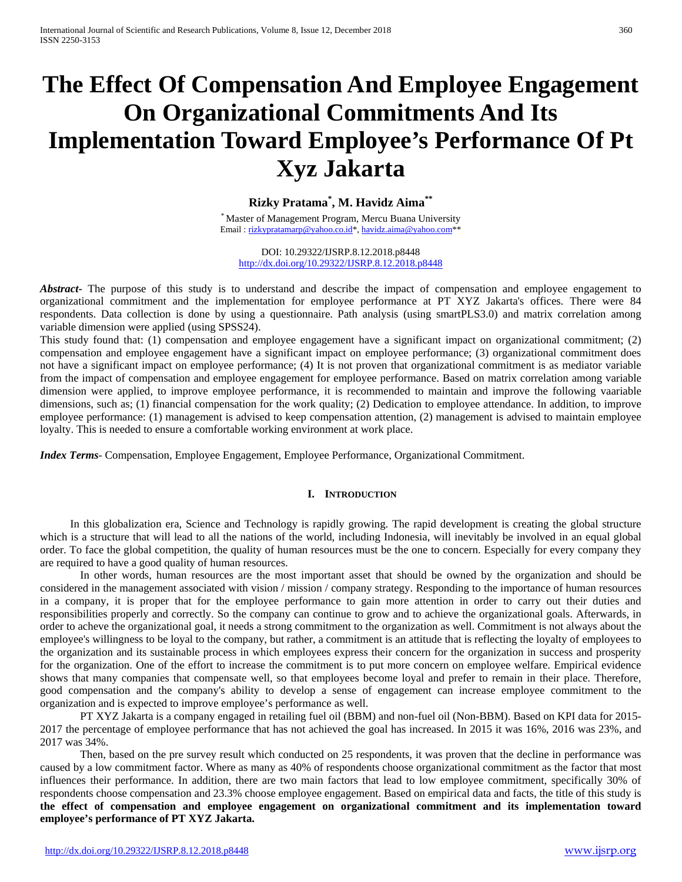# The Effect Of Compensation And Employee Engagement On Organizational Commitments And Its Implementation Toward Employee's Performance Of Pt Xyz Jakarta

**Rizky Pratama[*], M. Havidz Aima[**]**

[*] Master of Management Program, Mercu Buana University
Email : rizkypratamarp@yahoo.co.id*, havidz.aima@yahoo.com**

DOI: 10.29322/IJSRP.8.12.2018.p8448
http://dx.doi.org/10.29322/IJSRP.8.12.2018.p8448

***Abstract-*** The purpose of this study is to understand and describe the impact of compensation and employee engagement to organizational commitment and the implementation for employee performance at PT XYZ Jakarta's offices. There were 84 respondents. Data collection is done by using a questionnaire. Path analysis (using smartPLS3.0) and matrix correlation among variable dimension were applied (using SPSS24).

This study found that: (1) compensation and employee engagement have a significant impact on organizational commitment; (2) compensation and employee engagement have a significant impact on employee performance; (3) organizational commitment does not have a significant impact on employee performance; (4) It is not proven that organizational commitment is as mediator variable from the impact of compensation and employee engagement for employee performance. Based on matrix correlation among variable dimension were applied, to improve employee performance, it is recommended to maintain and improve the following vaariable dimensions, such as; (1) financial compensation for the work quality; (2) Dedication to employee attendance. In addition, to improve employee performance: (1) management is advised to keep compensation attention, (2) management is advised to maintain employee loyalty. This is needed to ensure a comfortable working environment at work place.

***Index Terms-*** Compensation, Employee Engagement, Employee Performance, Organizational Commitment.

## I. Introduction

In this globalization era, Science and Technology is rapidly growing. The rapid development is creating the global structure which is a structure that will lead to all the nations of the world, including Indonesia, will inevitably be involved in an equal global order. To face the global competition, the quality of human resources must be the one to concern. Especially for every company they are required to have a good quality of human resources.

In other words, human resources are the most important asset that should be owned by the organization and should be considered in the management associated with vision / mission / company strategy. Responding to the importance of human resources in a company, it is proper that for the employee performance to gain more attention in order to carry out their duties and responsibilities properly and correctly. So the company can continue to grow and to achieve the organizational goals. Afterwards, in order to acheve the organizational goal, it needs a strong commitment to the organization as well. Commitment is not always about the employee's willingness to be loyal to the company, but rather, a commitment is an attitude that is reflecting the loyalty of employees to the organization and its sustainable process in which employees express their concern for the organization in success and prosperity for the organization. One of the effort to increase the commitment is to put more concern on employee welfare. Empirical evidence shows that many companies that compensate well, so that employees become loyal and prefer to remain in their place. Therefore, good compensation and the company's ability to develop a sense of engagement can increase employee commitment to the organization and is expected to improve employee's performance as well.

PT XYZ Jakarta is a company engaged in retailing fuel oil (BBM) and non-fuel oil (Non-BBM). Based on KPI data for 2015-2017 the percentage of employee performance that has not achieved the goal has increased. In 2015 it was 16%, 2016 was 23%, and 2017 was 34%.

Then, based on the pre survey result which conducted on 25 respondents, it was proven that the decline in performance was caused by a low commitment factor. Where as many as 40% of respondents choose organizational commitment as the factor that most influences their performance. In addition, there are two main factors that lead to low employee commitment, specifically 30% of respondents choose compensation and 23.3% choose employee engagement. Based on empirical data and facts, the title of this study is **the effect of compensation and employee engagement on organizational commitment and its implementation toward employee's performance of PT XYZ Jakarta.**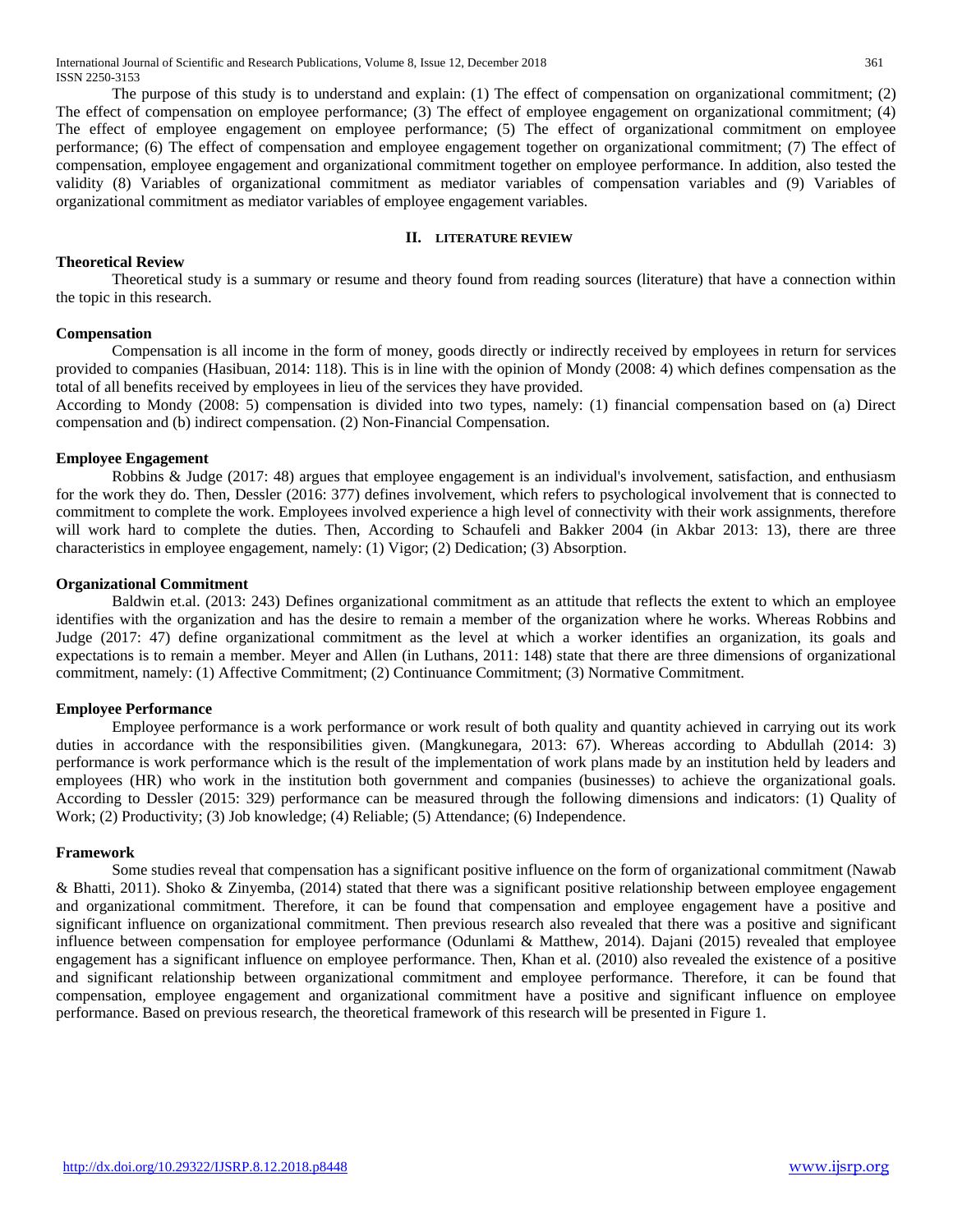The purpose of this study is to understand and explain: (1) The effect of compensation on organizational commitment; (2) The effect of compensation on employee performance; (3) The effect of employee engagement on organizational commitment; (4) The effect of employee engagement on employee performance; (5) The effect of organizational commitment on employee performance; (6) The effect of compensation and employee engagement together on organizational commitment; (7) The effect of compensation, employee engagement and organizational commitment together on employee performance. In addition, also tested the validity (8) Variables of organizational commitment as mediator variables of compensation variables and (9) Variables of organizational commitment as mediator variables of employee engagement variables.

## II. LITERATURE REVIEW

### Theoretical Review

Theoretical study is a summary or resume and theory found from reading sources (literature) that have a connection within the topic in this research.

### Compensation

Compensation is all income in the form of money, goods directly or indirectly received by employees in return for services provided to companies (Hasibuan, 2014: 118). This is in line with the opinion of Mondy (2008: 4) which defines compensation as the total of all benefits received by employees in lieu of the services they have provided.

According to Mondy (2008: 5) compensation is divided into two types, namely: (1) financial compensation based on (a) Direct compensation and (b) indirect compensation. (2) Non-Financial Compensation.

### Employee Engagement

Robbins & Judge (2017: 48) argues that employee engagement is an individual's involvement, satisfaction, and enthusiasm for the work they do. Then, Dessler (2016: 377) defines involvement, which refers to psychological involvement that is connected to commitment to complete the work. Employees involved experience a high level of connectivity with their work assignments, therefore will work hard to complete the duties. Then, According to Schaufeli and Bakker 2004 (in Akbar 2013: 13), there are three characteristics in employee engagement, namely: (1) Vigor; (2) Dedication; (3) Absorption.

### Organizational Commitment

Baldwin et.al. (2013: 243) Defines organizational commitment as an attitude that reflects the extent to which an employee identifies with the organization and has the desire to remain a member of the organization where he works. Whereas Robbins and Judge (2017: 47) define organizational commitment as the level at which a worker identifies an organization, its goals and expectations is to remain a member. Meyer and Allen (in Luthans, 2011: 148) state that there are three dimensions of organizational commitment, namely: (1) Affective Commitment; (2) Continuance Commitment; (3) Normative Commitment.

### Employee Performance

Employee performance is a work performance or work result of both quality and quantity achieved in carrying out its work duties in accordance with the responsibilities given. (Mangkunegara, 2013: 67). Whereas according to Abdullah (2014: 3) performance is work performance which is the result of the implementation of work plans made by an institution held by leaders and employees (HR) who work in the institution both government and companies (businesses) to achieve the organizational goals. According to Dessler (2015: 329) performance can be measured through the following dimensions and indicators: (1) Quality of Work; (2) Productivity; (3) Job knowledge; (4) Reliable; (5) Attendance; (6) Independence.

### Framework

Some studies reveal that compensation has a significant positive influence on the form of organizational commitment (Nawab & Bhatti, 2011). Shoko & Zinyemba, (2014) stated that there was a significant positive relationship between employee engagement and organizational commitment. Therefore, it can be found that compensation and employee engagement have a positive and significant influence on organizational commitment. Then previous research also revealed that there was a positive and significant influence between compensation for employee performance (Odunlami & Matthew, 2014). Dajani (2015) revealed that employee engagement has a significant influence on employee performance. Then, Khan et al. (2010) also revealed the existence of a positive and significant relationship between organizational commitment and employee performance. Therefore, it can be found that compensation, employee engagement and organizational commitment have a positive and significant influence on employee performance. Based on previous research, the theoretical framework of this research will be presented in Figure 1.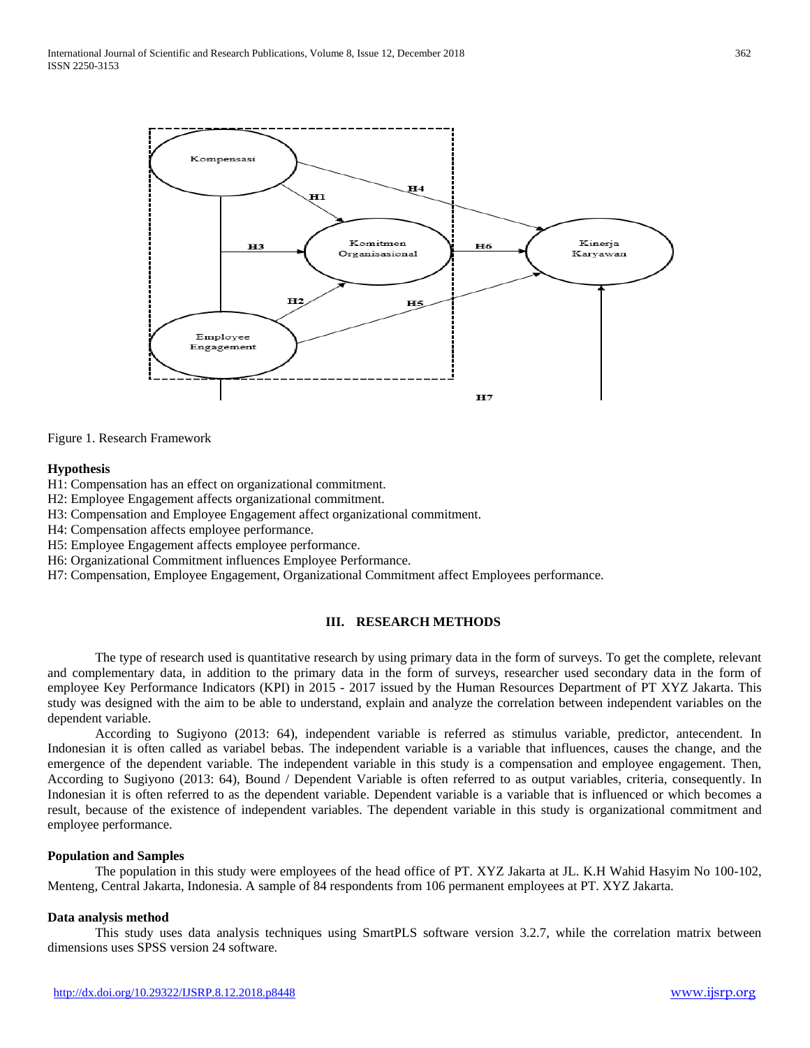Figure 1. Research Framework

**Hypothesis**

H1: Compensation has an effect on organizational commitment.
H2: Employee Engagement affects organizational commitment.
H3: Compensation and Employee Engagement affect organizational commitment.
H4: Compensation affects employee performance.
H5: Employee Engagement affects employee performance.
H6: Organizational Commitment influences Employee Performance.
H7: Compensation, Employee Engagement, Organizational Commitment affect Employees performance.

## III. RESEARCH METHODS

The type of research used is quantitative research by using primary data in the form of surveys. To get the complete, relevant and complementary data, in addition to the primary data in the form of surveys, researcher used secondary data in the form of employee Key Performance Indicators (KPI) in 2015 - 2017 issued by the Human Resources Department of PT XYZ Jakarta. This study was designed with the aim to be able to understand, explain and analyze the correlation between independent variables on the dependent variable.

According to Sugiyono (2013: 64), independent variable is referred as stimulus variable, predictor, antecendent. In Indonesian it is often called as variabel bebas. The independent variable is a variable that influences, causes the change, and the emergence of the dependent variable. The independent variable in this study is a compensation and employee engagement. Then, According to Sugiyono (2013: 64), Bound / Dependent Variable is often referred to as output variables, criteria, consequently. In Indonesian it is often referred to as the dependent variable. Dependent variable is a variable that is influenced or which becomes a result, because of the existence of independent variables. The dependent variable in this study is organizational commitment and employee performance.

**Population and Samples**

The population in this study were employees of the head office of PT. XYZ Jakarta at JL. K.H Wahid Hasyim No 100-102, Menteng, Central Jakarta, Indonesia. A sample of 84 respondents from 106 permanent employees at PT. XYZ Jakarta.

**Data analysis method**

This study uses data analysis techniques using SmartPLS software version 3.2.7, while the correlation matrix between dimensions uses SPSS version 24 software.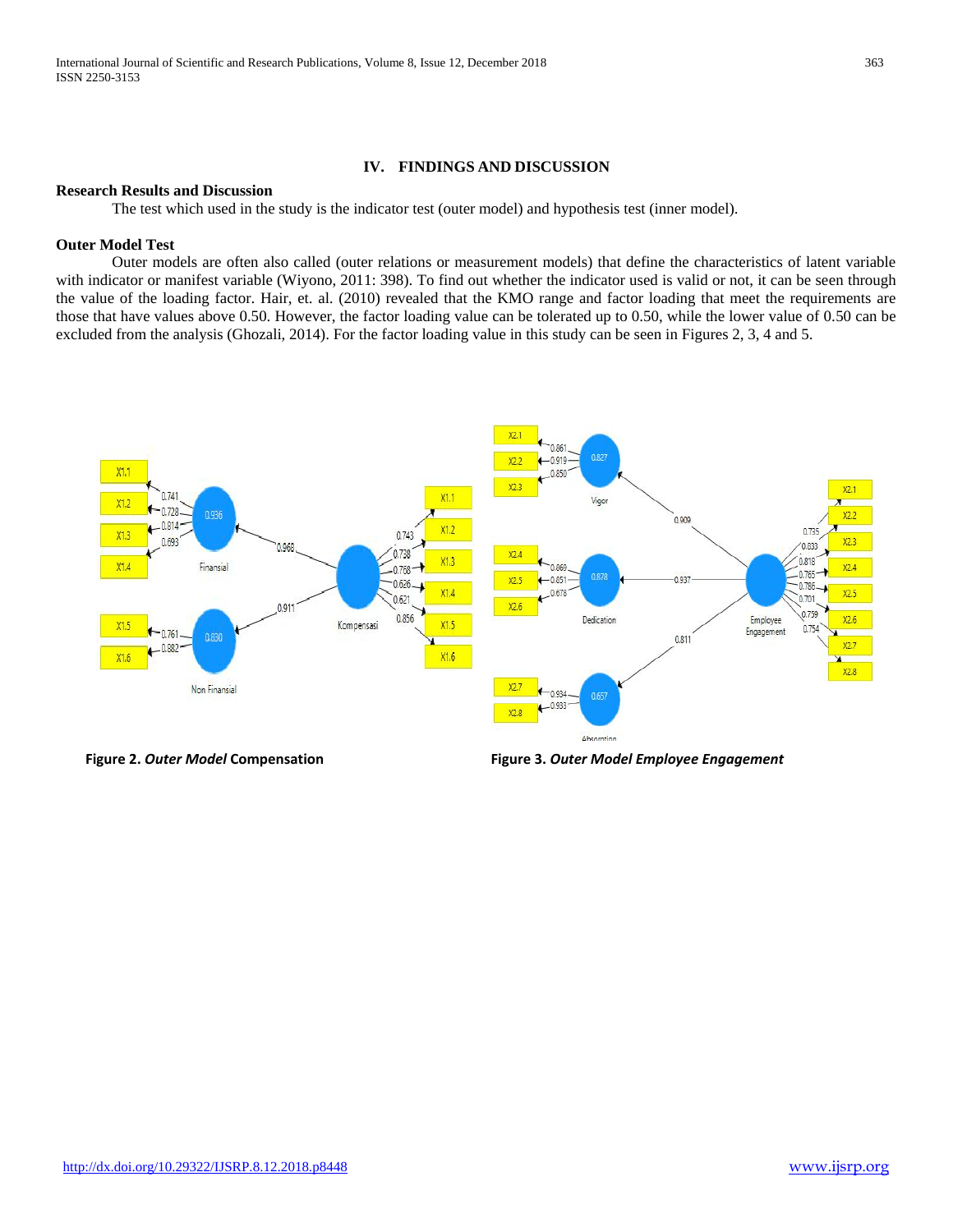## IV. FINDINGS AND DISCUSSION

### Research Results and Discussion

The test which used in the study is the indicator test (outer model) and hypothesis test (inner model).

### Outer Model Test

Outer models are often also called (outer relations or measurement models) that define the characteristics of latent variable with indicator or manifest variable (Wiyono, 2011: 398). To find out whether the indicator used is valid or not, it can be seen through the value of the loading factor. Hair, et. al. (2010) revealed that the KMO range and factor loading that meet the requirements are those that have values above 0.50. However, the factor loading value can be tolerated up to 0.50, while the lower value of 0.50 can be excluded from the analysis (Ghozali, 2014). For the factor loading value in this study can be seen in Figures 2, 3, 4 and 5.

**Figure 2.** ***Outer Model*** **Compensation**

**Figure 3.** ***Outer Model Employee Engagement***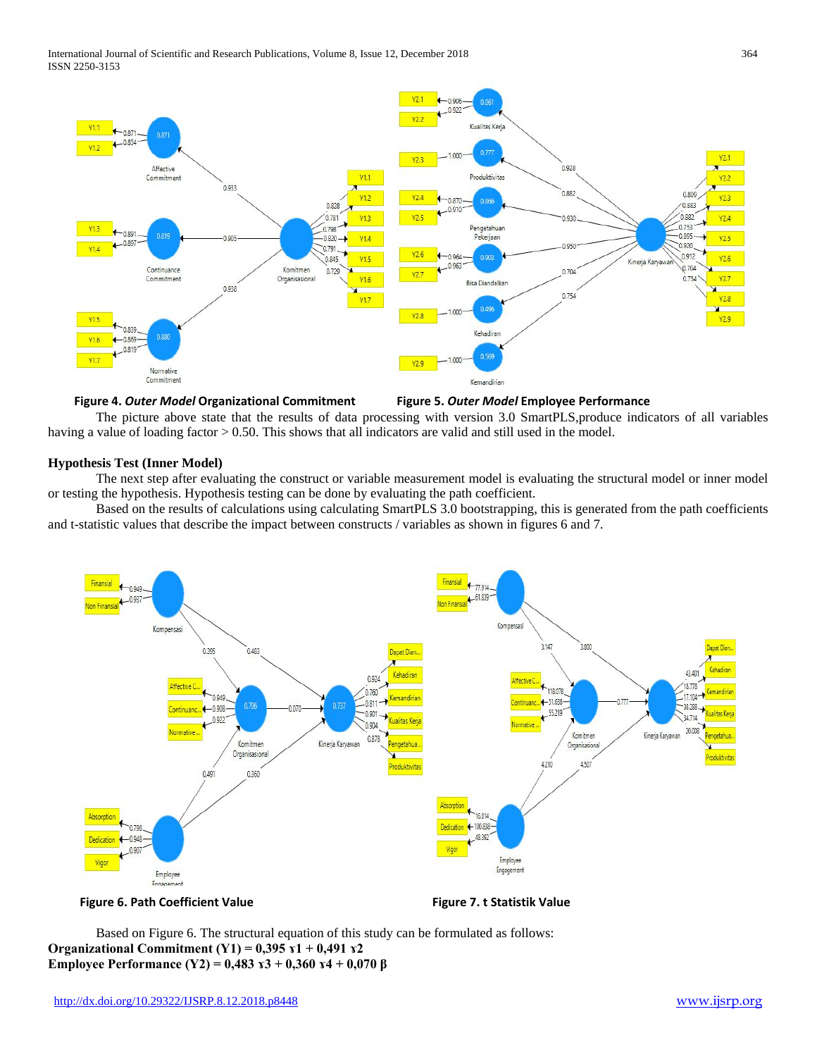**Figure 4.** ***Outer Model*** **Organizational Commitment** **Figure 5.** ***Outer Model*** **Employee Performance**

The picture above state that the results of data processing with version 3.0 SmartPLS,produce indicators of all variables having a value of loading factor > 0.50. This shows that all indicators are valid and still used in the model.

### Hypothesis Test (Inner Model)

The next step after evaluating the construct or variable measurement model is evaluating the structural model or inner model or testing the hypothesis. Hypothesis testing can be done by evaluating the path coefficient.

Based on the results of calculations using calculating SmartPLS 3.0 bootstrapping, this is generated from the path coefficients and t-statistic values that describe the impact between constructs / variables as shown in figures 6 and 7.

**Figure 6. Path Coefficient Value** **Figure 7. t Statistik Value**

Based on Figure 6. The structural equation of this study can be formulated as follows:

**Organizational Commitment (Y1) = 0,395 ɤ1 + 0,491 ɤ2**

**Employee Performance (Y2) = 0,483 ɤ3 + 0,360 ɤ4 + 0,070 β**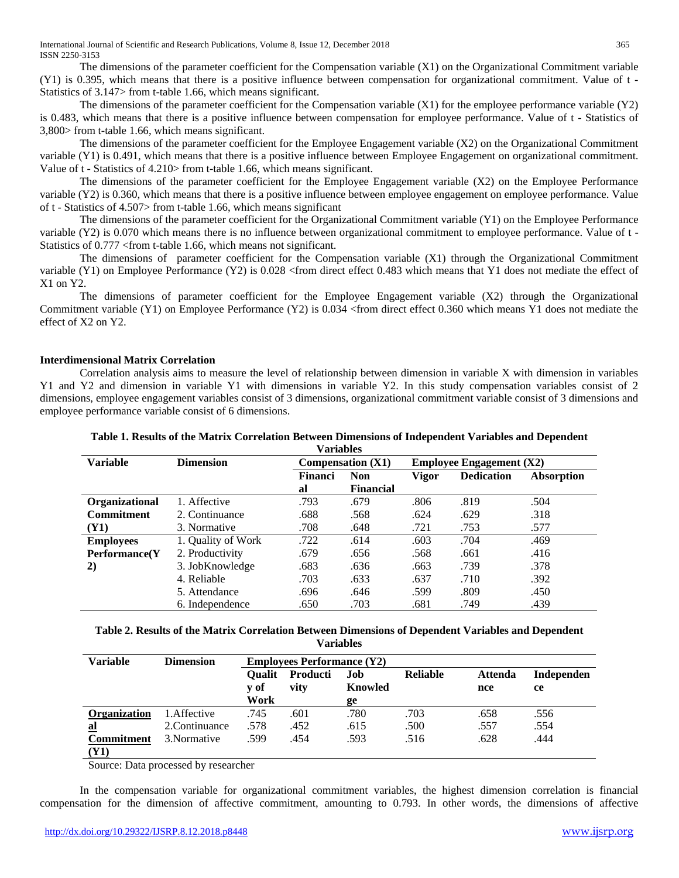The dimensions of the parameter coefficient for the Compensation variable (X1) on the Organizational Commitment variable (Y1) is 0.395, which means that there is a positive influence between compensation for organizational commitment. Value of t - Statistics of 3.147> from t-table 1.66, which means significant.

The dimensions of the parameter coefficient for the Compensation variable (X1) for the employee performance variable (Y2) is 0.483, which means that there is a positive influence between compensation for employee performance. Value of t - Statistics of 3,800> from t-table 1.66, which means significant.

The dimensions of the parameter coefficient for the Employee Engagement variable (X2) on the Organizational Commitment variable (Y1) is 0.491, which means that there is a positive influence between Employee Engagement on organizational commitment. Value of t - Statistics of 4.210> from t-table 1.66, which means significant.

The dimensions of the parameter coefficient for the Employee Engagement variable (X2) on the Employee Performance variable (Y2) is 0.360, which means that there is a positive influence between employee engagement on employee performance. Value of t - Statistics of 4.507> from t-table 1.66, which means significant

The dimensions of the parameter coefficient for the Organizational Commitment variable (Y1) on the Employee Performance variable (Y2) is 0.070 which means there is no influence between organizational commitment to employee performance. Value of t - Statistics of 0.777 <from t-table 1.66, which means not significant.

The dimensions of parameter coefficient for the Compensation variable (X1) through the Organizational Commitment variable (Y1) on Employee Performance (Y2) is 0.028 <from direct effect 0.483 which means that Y1 does not mediate the effect of X1 on Y2.

The dimensions of parameter coefficient for the Employee Engagement variable (X2) through the Organizational Commitment variable (Y1) on Employee Performance (Y2) is 0.034 <from direct effect 0.360 which means Y1 does not mediate the effect of X2 on Y2.

**Interdimensional Matrix Correlation**

Correlation analysis aims to measure the level of relationship between dimension in variable X with dimension in variables Y1 and Y2 and dimension in variable Y1 with dimensions in variable Y2. In this study compensation variables consist of 2 dimensions, employee engagement variables consist of 3 dimensions, organizational commitment variable consist of 3 dimensions and employee performance variable consist of 6 dimensions.

**Table 1. Results of the Matrix Correlation Between Dimensions of Independent Variables and Dependent Variables**

| Variable | Dimension | Compensation (X1) | | Employee Engagement (X2) | | |
|---|---|---|---|---|---|---|
| | | Financial | Non Financial | Vigor | Dedication | Absorption |
| Organizational Commitment (Y1) | 1. Affective | .793 | .679 | .806 | .819 | .504 |
| | 2. Continuance | .688 | .568 | .624 | .629 | .318 |
| | 3. Normative | .708 | .648 | .721 | .753 | .577 |
| Employees Performance(Y2) | 1. Quality of Work | .722 | .614 | .603 | .704 | .469 |
| | 2. Productivity | .679 | .656 | .568 | .661 | .416 |
| | 3. JobKnowledge | .683 | .636 | .663 | .739 | .378 |
| | 4. Reliable | .703 | .633 | .637 | .710 | .392 |
| | 5. Attendance | .696 | .646 | .599 | .809 | .450 |
| | 6. Independence | .650 | .703 | .681 | .749 | .439 |

**Table 2. Results of the Matrix Correlation Between Dimensions of Dependent Variables and Dependent Variables**

| Variable | Dimension | Employees Performance (Y2) | | | | | |
|---|---|---|---|---|---|---|---|
| | | Quality of Work | Productivity | Job Knowledge | Reliable | Attendance | Independence |
| Organizational Commitment (Y1) | 1.Affective | .745 | .601 | .780 | .703 | .658 | .556 |
| | 2.Continuance | .578 | .452 | .615 | .500 | .557 | .554 |
| | 3.Normative | .599 | .454 | .593 | .516 | .628 | .444 |

Source: Data processed by researcher

In the compensation variable for organizational commitment variables, the highest dimension correlation is financial compensation for the dimension of affective commitment, amounting to 0.793. In other words, the dimensions of affective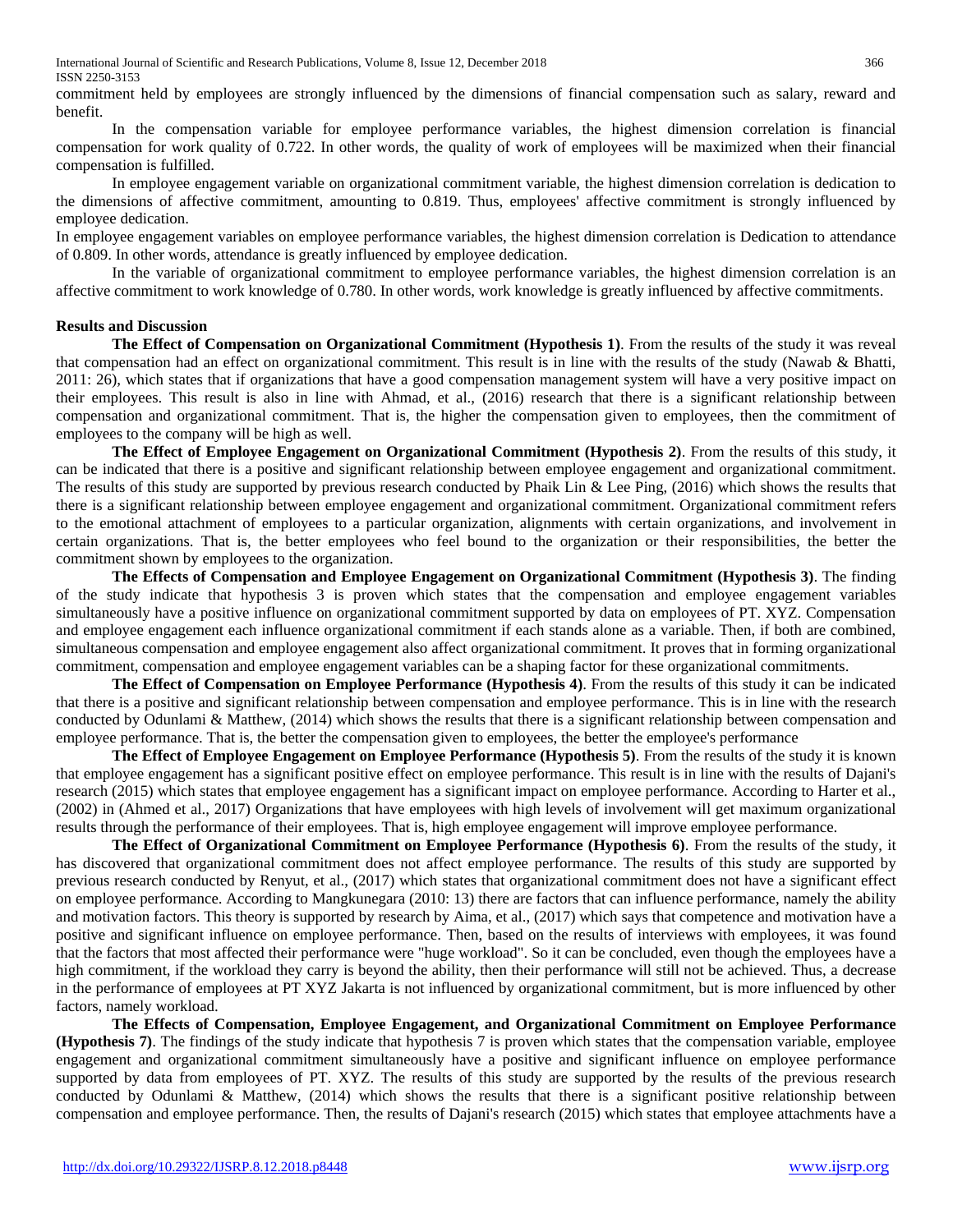commitment held by employees are strongly influenced by the dimensions of financial compensation such as salary, reward and benefit.

In the compensation variable for employee performance variables, the highest dimension correlation is financial compensation for work quality of 0.722. In other words, the quality of work of employees will be maximized when their financial compensation is fulfilled.

In employee engagement variable on organizational commitment variable, the highest dimension correlation is dedication to the dimensions of affective commitment, amounting to 0.819. Thus, employees' affective commitment is strongly influenced by employee dedication.

In employee engagement variables on employee performance variables, the highest dimension correlation is Dedication to attendance of 0.809. In other words, attendance is greatly influenced by employee dedication.

In the variable of organizational commitment to employee performance variables, the highest dimension correlation is an affective commitment to work knowledge of 0.780. In other words, work knowledge is greatly influenced by affective commitments.

## Results and Discussion

**The Effect of Compensation on Organizational Commitment (Hypothesis 1)**. From the results of the study it was reveal that compensation had an effect on organizational commitment. This result is in line with the results of the study (Nawab & Bhatti, 2011: 26), which states that if organizations that have a good compensation management system will have a very positive impact on their employees. This result is also in line with Ahmad, et al., (2016) research that there is a significant relationship between compensation and organizational commitment. That is, the higher the compensation given to employees, then the commitment of employees to the company will be high as well.

**The Effect of Employee Engagement on Organizational Commitment (Hypothesis 2)**. From the results of this study, it can be indicated that there is a positive and significant relationship between employee engagement and organizational commitment. The results of this study are supported by previous research conducted by Phaik Lin & Lee Ping, (2016) which shows the results that there is a significant relationship between employee engagement and organizational commitment. Organizational commitment refers to the emotional attachment of employees to a particular organization, alignments with certain organizations, and involvement in certain organizations. That is, the better employees who feel bound to the organization or their responsibilities, the better the commitment shown by employees to the organization.

**The Effects of Compensation and Employee Engagement on Organizational Commitment (Hypothesis 3)**. The finding of the study indicate that hypothesis 3 is proven which states that the compensation and employee engagement variables simultaneously have a positive influence on organizational commitment supported by data on employees of PT. XYZ. Compensation and employee engagement each influence organizational commitment if each stands alone as a variable. Then, if both are combined, simultaneous compensation and employee engagement also affect organizational commitment. It proves that in forming organizational commitment, compensation and employee engagement variables can be a shaping factor for these organizational commitments.

**The Effect of Compensation on Employee Performance (Hypothesis 4)**. From the results of this study it can be indicated that there is a positive and significant relationship between compensation and employee performance. This is in line with the research conducted by Odunlami & Matthew, (2014) which shows the results that there is a significant relationship between compensation and employee performance. That is, the better the compensation given to employees, the better the employee's performance

**The Effect of Employee Engagement on Employee Performance (Hypothesis 5)**. From the results of the study it is known that employee engagement has a significant positive effect on employee performance. This result is in line with the results of Dajani's research (2015) which states that employee engagement has a significant impact on employee performance. According to Harter et al., (2002) in (Ahmed et al., 2017) Organizations that have employees with high levels of involvement will get maximum organizational results through the performance of their employees. That is, high employee engagement will improve employee performance.

**The Effect of Organizational Commitment on Employee Performance (Hypothesis 6)**. From the results of the study, it has discovered that organizational commitment does not affect employee performance. The results of this study are supported by previous research conducted by Renyut, et al., (2017) which states that organizational commitment does not have a significant effect on employee performance. According to Mangkunegara (2010: 13) there are factors that can influence performance, namely the ability and motivation factors. This theory is supported by research by Aima, et al., (2017) which says that competence and motivation have a positive and significant influence on employee performance. Then, based on the results of interviews with employees, it was found that the factors that most affected their performance were "huge workload". So it can be concluded, even though the employees have a high commitment, if the workload they carry is beyond the ability, then their performance will still not be achieved. Thus, a decrease in the performance of employees at PT XYZ Jakarta is not influenced by organizational commitment, but is more influenced by other factors, namely workload.

**The Effects of Compensation, Employee Engagement, and Organizational Commitment on Employee Performance (Hypothesis 7)**. The findings of the study indicate that hypothesis 7 is proven which states that the compensation variable, employee engagement and organizational commitment simultaneously have a positive and significant influence on employee performance supported by data from employees of PT. XYZ. The results of this study are supported by the results of the previous research conducted by Odunlami & Matthew, (2014) which shows the results that there is a significant positive relationship between compensation and employee performance. Then, the results of Dajani's research (2015) which states that employee attachments have a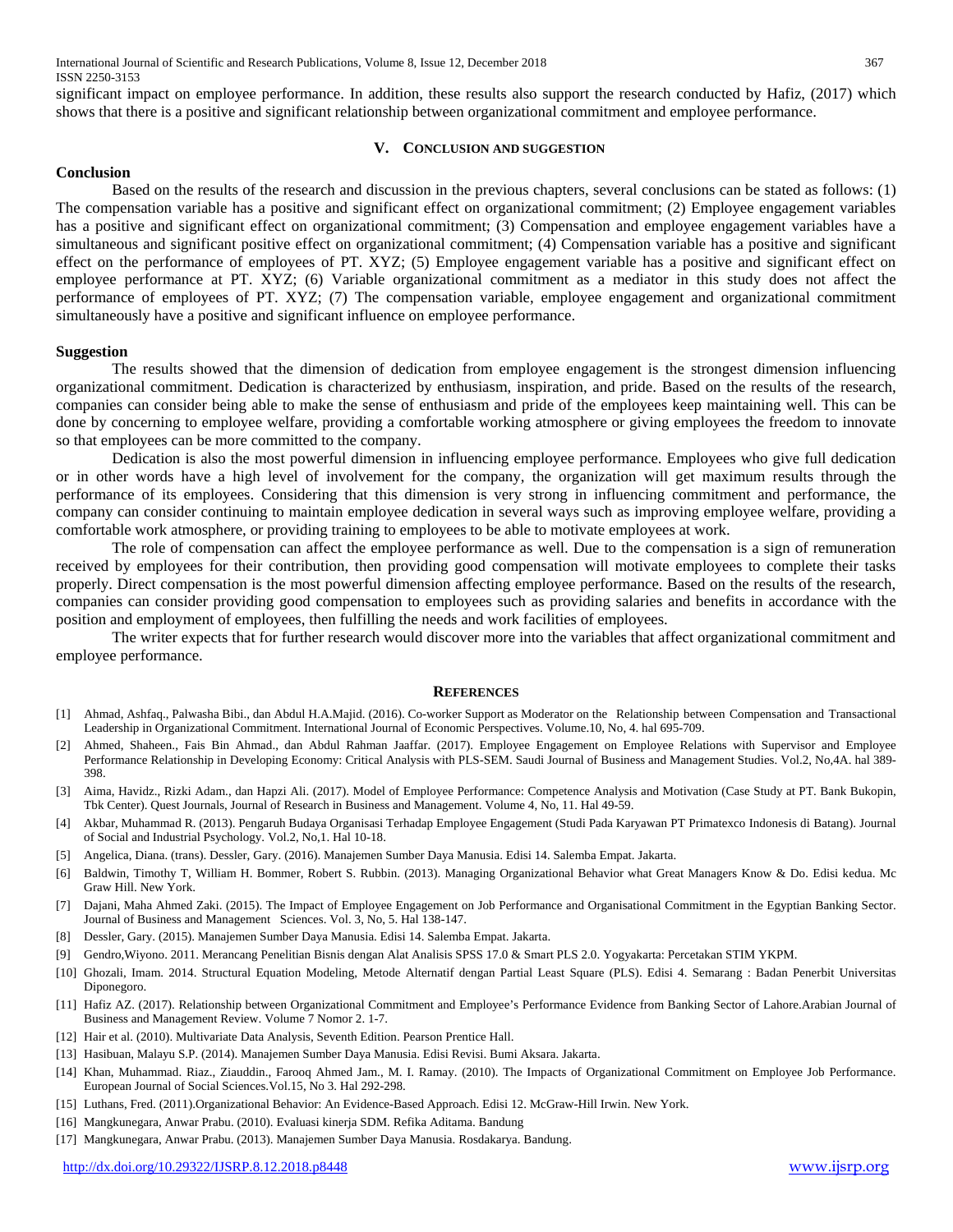significant impact on employee performance. In addition, these results also support the research conducted by Hafiz, (2017) which shows that there is a positive and significant relationship between organizational commitment and employee performance.

## V. Conclusion and Suggestion

### Conclusion

Based on the results of the research and discussion in the previous chapters, several conclusions can be stated as follows: (1) The compensation variable has a positive and significant effect on organizational commitment; (2) Employee engagement variables has a positive and significant effect on organizational commitment; (3) Compensation and employee engagement variables have a simultaneous and significant positive effect on organizational commitment; (4) Compensation variable has a positive and significant effect on the performance of employees of PT. XYZ; (5) Employee engagement variable has a positive and significant effect on employee performance at PT. XYZ; (6) Variable organizational commitment as a mediator in this study does not affect the performance of employees of PT. XYZ; (7) The compensation variable, employee engagement and organizational commitment simultaneously have a positive and significant influence on employee performance.

### Suggestion

The results showed that the dimension of dedication from employee engagement is the strongest dimension influencing organizational commitment. Dedication is characterized by enthusiasm, inspiration, and pride. Based on the results of the research, companies can consider being able to make the sense of enthusiasm and pride of the employees keep maintaining well. This can be done by concerning to employee welfare, providing a comfortable working atmosphere or giving employees the freedom to innovate so that employees can be more committed to the company.

Dedication is also the most powerful dimension in influencing employee performance. Employees who give full dedication or in other words have a high level of involvement for the company, the organization will get maximum results through the performance of its employees. Considering that this dimension is very strong in influencing commitment and performance, the company can consider continuing to maintain employee dedication in several ways such as improving employee welfare, providing a comfortable work atmosphere, or providing training to employees to be able to motivate employees at work.

The role of compensation can affect the employee performance as well. Due to the compensation is a sign of remuneration received by employees for their contribution, then providing good compensation will motivate employees to complete their tasks properly. Direct compensation is the most powerful dimension affecting employee performance. Based on the results of the research, companies can consider providing good compensation to employees such as providing salaries and benefits in accordance with the position and employment of employees, then fulfilling the needs and work facilities of employees.

The writer expects that for further research would discover more into the variables that affect organizational commitment and employee performance.

## References

[1] Ahmad, Ashfaq., Palwasha Bibi., dan Abdul H.A.Majid. (2016). Co-worker Support as Moderator on the Relationship between Compensation and Transactional Leadership in Organizational Commitment. International Journal of Economic Perspectives. Volume.10, No, 4. hal 695-709.

[2] Ahmed, Shaheen., Fais Bin Ahmad., dan Abdul Rahman Jaaffar. (2017). Employee Engagement on Employee Relations with Supervisor and Employee Performance Relationship in Developing Economy: Critical Analysis with PLS-SEM. Saudi Journal of Business and Management Studies. Vol.2, No,4A. hal 389-398.

[3] Aima, Havidz., Rizki Adam., dan Hapzi Ali. (2017). Model of Employee Performance: Competence Analysis and Motivation (Case Study at PT. Bank Bukopin, Tbk Center). Quest Journals, Journal of Research in Business and Management. Volume 4, No, 11. Hal 49-59.

[4] Akbar, Muhammad R. (2013). Pengaruh Budaya Organisasi Terhadap Employee Engagement (Studi Pada Karyawan PT Primatexco Indonesis di Batang). Journal of Social and Industrial Psychology. Vol.2, No,1. Hal 10-18.

[5] Angelica, Diana. (trans). Dessler, Gary. (2016). Manajemen Sumber Daya Manusia. Edisi 14. Salemba Empat. Jakarta.

[6] Baldwin, Timothy T, William H. Bommer, Robert S. Rubbin. (2013). Managing Organizational Behavior what Great Managers Know & Do. Edisi kedua. Mc Graw Hill. New York.

[7] Dajani, Maha Ahmed Zaki. (2015). The Impact of Employee Engagement on Job Performance and Organisational Commitment in the Egyptian Banking Sector. Journal of Business and Management Sciences. Vol. 3, No, 5. Hal 138-147.

[8] Dessler, Gary. (2015). Manajemen Sumber Daya Manusia. Edisi 14. Salemba Empat. Jakarta.

[9] Gendro,Wiyono. 2011. Merancang Penelitian Bisnis dengan Alat Analisis SPSS 17.0 & Smart PLS 2.0. Yogyakarta: Percetakan STIM YKPM.

[10] Ghozali, Imam. 2014. Structural Equation Modeling, Metode Alternatif dengan Partial Least Square (PLS). Edisi 4. Semarang : Badan Penerbit Universitas Diponegoro.

[11] Hafiz AZ. (2017). Relationship between Organizational Commitment and Employee's Performance Evidence from Banking Sector of Lahore.Arabian Journal of Business and Management Review. Volume 7 Nomor 2. 1-7.

[12] Hair et al. (2010). Multivariate Data Analysis, Seventh Edition. Pearson Prentice Hall.

[13] Hasibuan, Malayu S.P. (2014). Manajemen Sumber Daya Manusia. Edisi Revisi. Bumi Aksara. Jakarta.

[14] Khan, Muhammad. Riaz., Ziauddin., Farooq Ahmed Jam., M. I. Ramay. (2010). The Impacts of Organizational Commitment on Employee Job Performance. European Journal of Social Sciences.Vol.15, No 3. Hal 292-298.

[15] Luthans, Fred. (2011).Organizational Behavior: An Evidence-Based Approach. Edisi 12. McGraw-Hill Irwin. New York.

[16] Mangkunegara, Anwar Prabu. (2010). Evaluasi kinerja SDM. Refika Aditama. Bandung

[17] Mangkunegara, Anwar Prabu. (2013). Manajemen Sumber Daya Manusia. Rosdakarya. Bandung.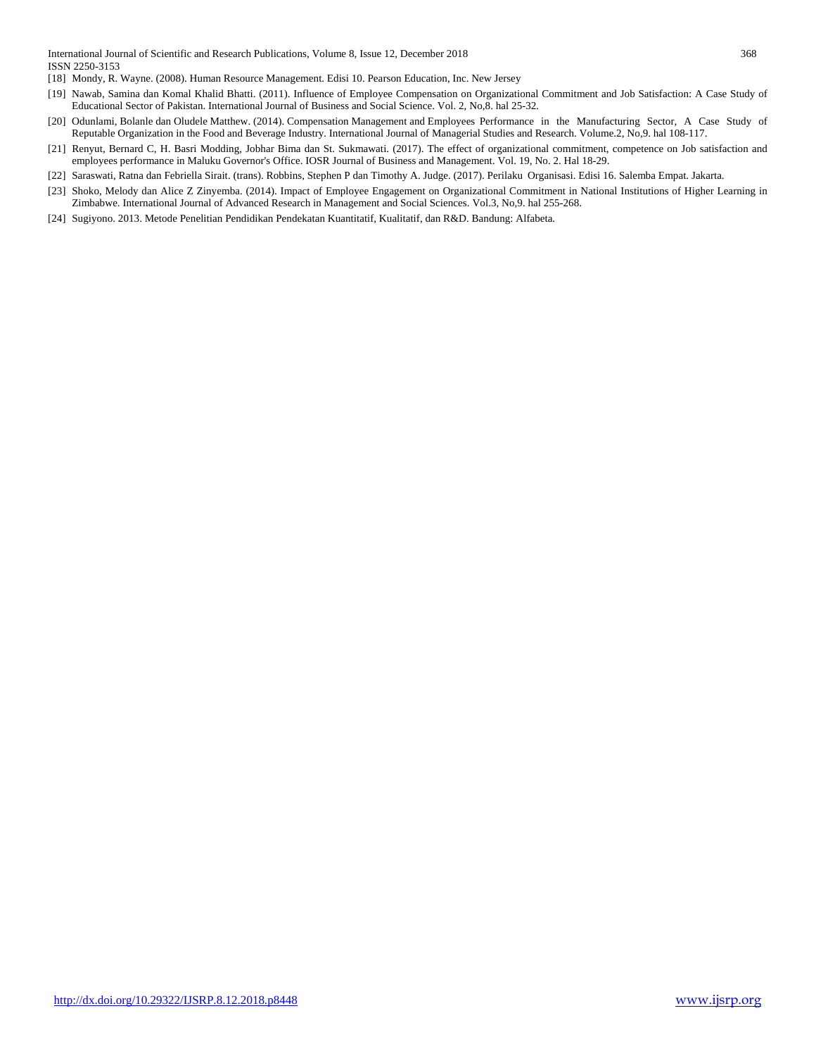[18] Mondy, R. Wayne. (2008). Human Resource Management. Edisi 10. Pearson Education, Inc. New Jersey

[19] Nawab, Samina dan Komal Khalid Bhatti. (2011). Influence of Employee Compensation on Organizational Commitment and Job Satisfaction: A Case Study of Educational Sector of Pakistan. International Journal of Business and Social Science. Vol. 2, No,8. hal 25-32.

[20] Odunlami, Bolanle dan Oludele Matthew. (2014). Compensation Management and Employees Performance in the Manufacturing Sector, A Case Study of Reputable Organization in the Food and Beverage Industry. International Journal of Managerial Studies and Research. Volume.2, No,9. hal 108-117.

[21] Renyut, Bernard C, H. Basri Modding, Jobhar Bima dan St. Sukmawati. (2017). The effect of organizational commitment, competence on Job satisfaction and employees performance in Maluku Governor's Office. IOSR Journal of Business and Management. Vol. 19, No. 2. Hal 18-29.

[22] Saraswati, Ratna dan Febriella Sirait. (trans). Robbins, Stephen P dan Timothy A. Judge. (2017). Perilaku Organisasi. Edisi 16. Salemba Empat. Jakarta.

[23] Shoko, Melody dan Alice Z Zinyemba. (2014). Impact of Employee Engagement on Organizational Commitment in National Institutions of Higher Learning in Zimbabwe. International Journal of Advanced Research in Management and Social Sciences. Vol.3, No,9. hal 255-268.

[24] Sugiyono. 2013. Metode Penelitian Pendidikan Pendekatan Kuantitatif, Kualitatif, dan R&D. Bandung: Alfabeta.